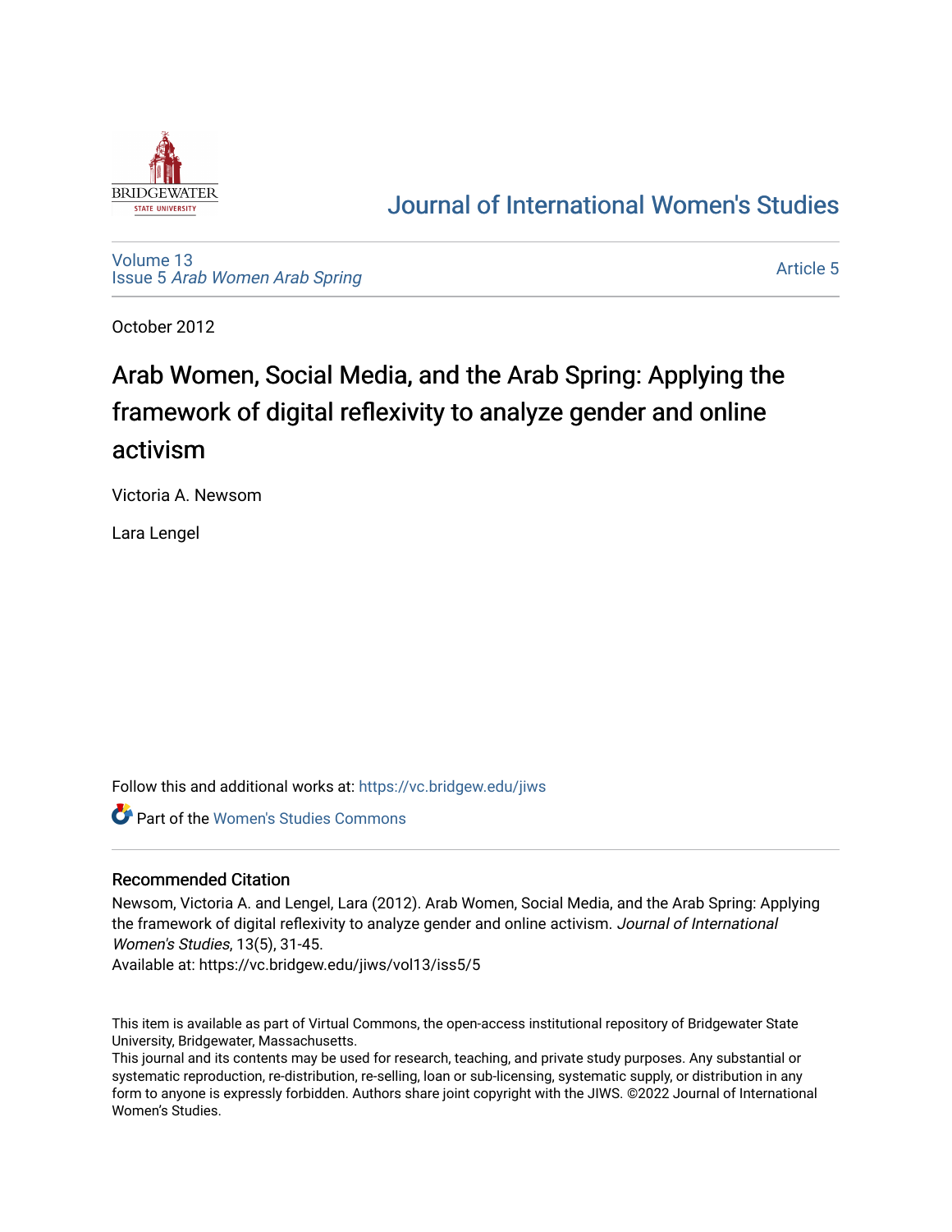# Journal of International Women's Studies

Volume 13
Issue 5 *Arab Women Arab Spring*

Article 5

October 2012

## Arab Women, Social Media, and the Arab Spring: Applying the framework of digital reflexivity to analyze gender and online activism

Victoria A. Newsom

Lara Lengel

Follow this and additional works at: https://vc.bridgew.edu/jiws

Part of the Women's Studies Commons

### Recommended Citation

Newsom, Victoria A. and Lengel, Lara (2012). Arab Women, Social Media, and the Arab Spring: Applying the framework of digital reflexivity to analyze gender and online activism. *Journal of International Women's Studies*, 13(5), 31-45.
Available at: https://vc.bridgew.edu/jiws/vol13/iss5/5

This item is available as part of Virtual Commons, the open-access institutional repository of Bridgewater State University, Bridgewater, Massachusetts.
This journal and its contents may be used for research, teaching, and private study purposes. Any substantial or systematic reproduction, re-distribution, re-selling, loan or sub-licensing, systematic supply, or distribution in any form to anyone is expressly forbidden. Authors share joint copyright with the JIWS. ©2022 Journal of International Women's Studies.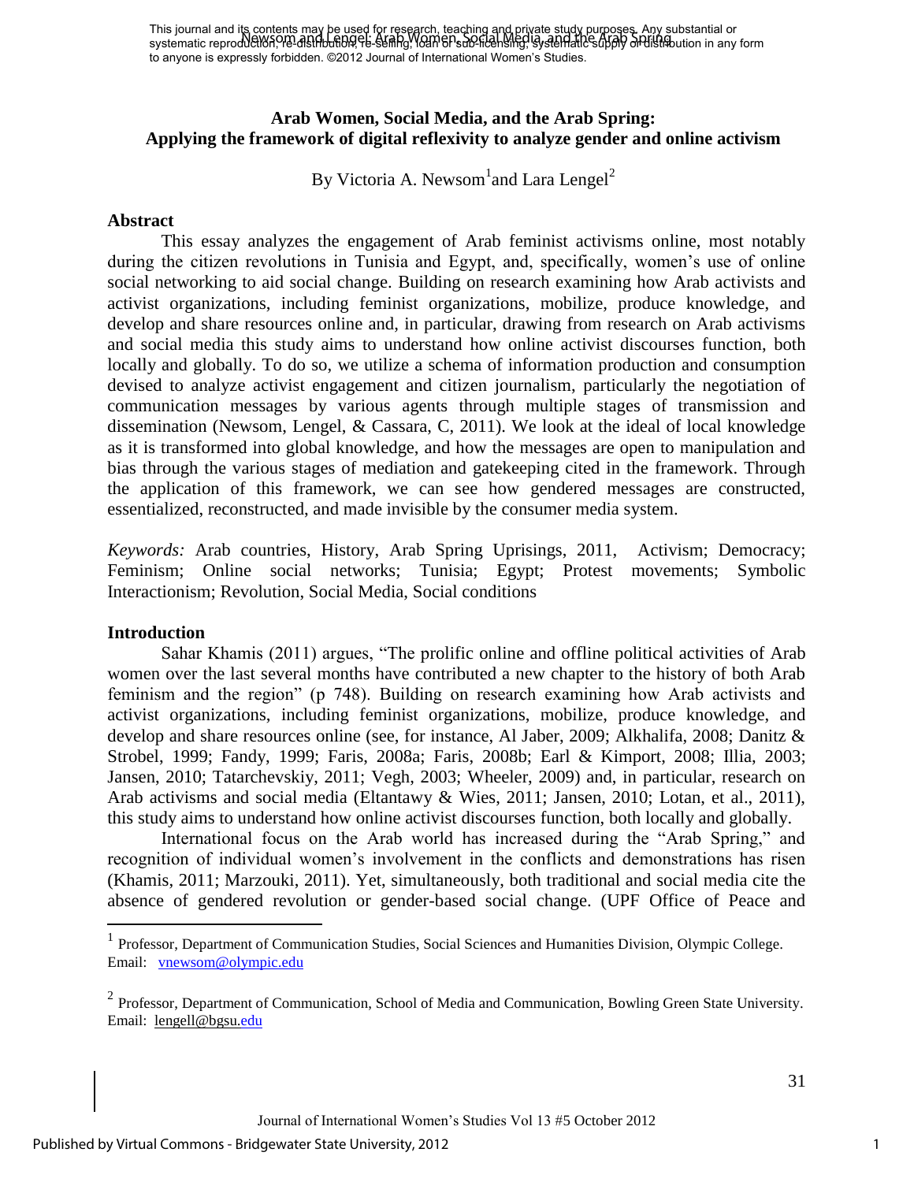# Arab Women, Social Media, and the Arab Spring: Applying the framework of digital reflexivity to analyze gender and online activism

By Victoria A. Newsom[1] and Lara Lengel[2]

## Abstract

This essay analyzes the engagement of Arab feminist activisms online, most notably during the citizen revolutions in Tunisia and Egypt, and, specifically, women's use of online social networking to aid social change. Building on research examining how Arab activists and activist organizations, including feminist organizations, mobilize, produce knowledge, and develop and share resources online and, in particular, drawing from research on Arab activisms and social media this study aims to understand how online activist discourses function, both locally and globally. To do so, we utilize a schema of information production and consumption devised to analyze activist engagement and citizen journalism, particularly the negotiation of communication messages by various agents through multiple stages of transmission and dissemination (Newsom, Lengel, & Cassara, C, 2011). We look at the ideal of local knowledge as it is transformed into global knowledge, and how the messages are open to manipulation and bias through the various stages of mediation and gatekeeping cited in the framework. Through the application of this framework, we can see how gendered messages are constructed, essentialized, reconstructed, and made invisible by the consumer media system.

*Keywords:* Arab countries, History, Arab Spring Uprisings, 2011, Activism; Democracy; Feminism; Online social networks; Tunisia; Egypt; Protest movements; Symbolic Interactionism; Revolution, Social Media, Social conditions

## Introduction

Sahar Khamis (2011) argues, "The prolific online and offline political activities of Arab women over the last several months have contributed a new chapter to the history of both Arab feminism and the region" (p 748). Building on research examining how Arab activists and activist organizations, including feminist organizations, mobilize, produce knowledge, and develop and share resources online (see, for instance, Al Jaber, 2009; Alkhalifa, 2008; Danitz & Strobel, 1999; Fandy, 1999; Faris, 2008a; Faris, 2008b; Earl & Kimport, 2008; Illia, 2003; Jansen, 2010; Tatarchevskiy, 2011; Vegh, 2003; Wheeler, 2009) and, in particular, research on Arab activisms and social media (Eltantawy & Wies, 2011; Jansen, 2010; Lotan, et al., 2011), this study aims to understand how online activist discourses function, both locally and globally.

International focus on the Arab world has increased during the "Arab Spring," and recognition of individual women's involvement in the conflicts and demonstrations has risen (Khamis, 2011; Marzouki, 2011). Yet, simultaneously, both traditional and social media cite the absence of gendered revolution or gender-based social change. (UPF Office of Peace and

---

[1] Professor, Department of Communication Studies, Social Sciences and Humanities Division, Olympic College. Email: vnewsom@olympic.edu

[2] Professor, Department of Communication, School of Media and Communication, Bowling Green State University. Email: lengell@bgsu.edu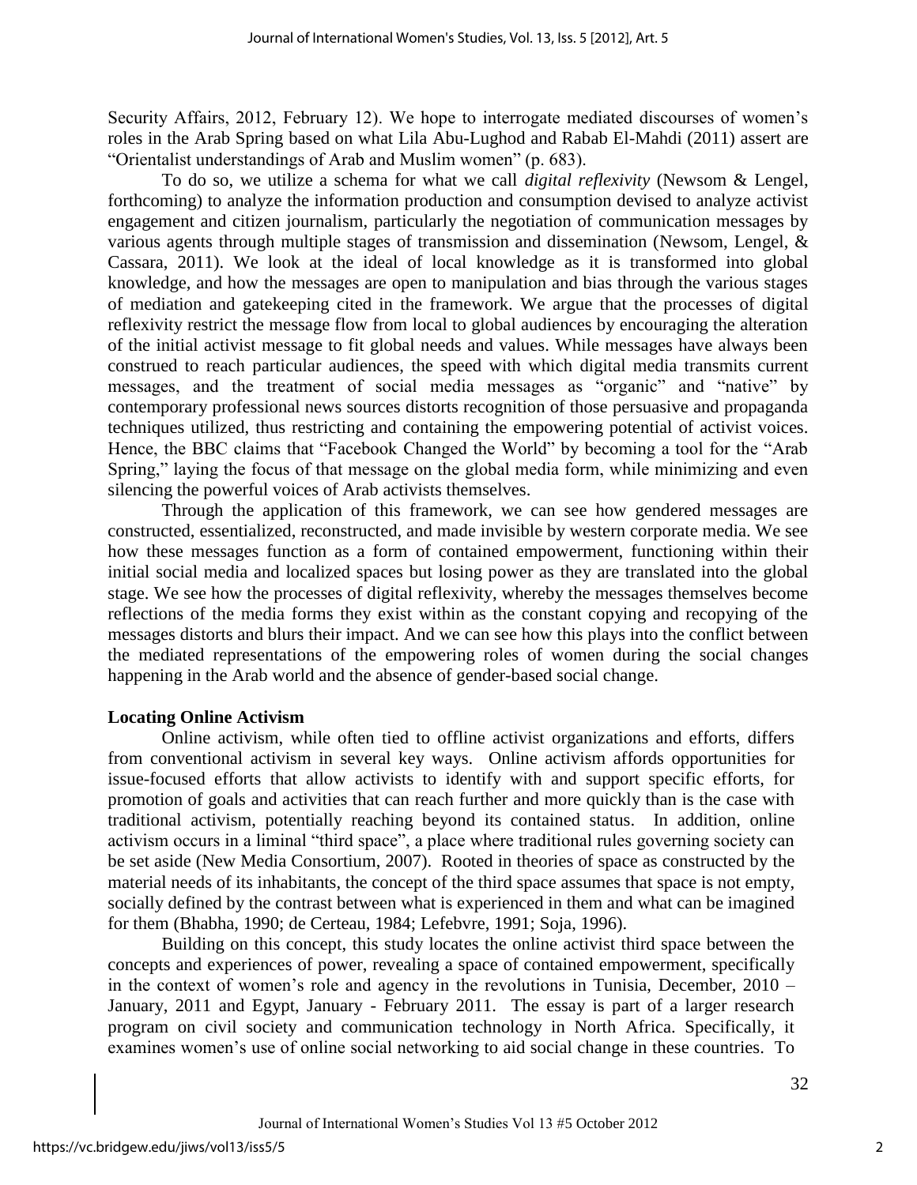Security Affairs, 2012, February 12). We hope to interrogate mediated discourses of women's roles in the Arab Spring based on what Lila Abu-Lughod and Rabab El-Mahdi (2011) assert are "Orientalist understandings of Arab and Muslim women" (p. 683).

To do so, we utilize a schema for what we call *digital reflexivity* (Newsom & Lengel, forthcoming) to analyze the information production and consumption devised to analyze activist engagement and citizen journalism, particularly the negotiation of communication messages by various agents through multiple stages of transmission and dissemination (Newsom, Lengel, & Cassara, 2011). We look at the ideal of local knowledge as it is transformed into global knowledge, and how the messages are open to manipulation and bias through the various stages of mediation and gatekeeping cited in the framework. We argue that the processes of digital reflexivity restrict the message flow from local to global audiences by encouraging the alteration of the initial activist message to fit global needs and values. While messages have always been construed to reach particular audiences, the speed with which digital media transmits current messages, and the treatment of social media messages as "organic" and "native" by contemporary professional news sources distorts recognition of those persuasive and propaganda techniques utilized, thus restricting and containing the empowering potential of activist voices. Hence, the BBC claims that "Facebook Changed the World" by becoming a tool for the "Arab Spring," laying the focus of that message on the global media form, while minimizing and even silencing the powerful voices of Arab activists themselves.

Through the application of this framework, we can see how gendered messages are constructed, essentialized, reconstructed, and made invisible by western corporate media. We see how these messages function as a form of contained empowerment, functioning within their initial social media and localized spaces but losing power as they are translated into the global stage. We see how the processes of digital reflexivity, whereby the messages themselves become reflections of the media forms they exist within as the constant copying and recopying of the messages distorts and blurs their impact. And we can see how this plays into the conflict between the mediated representations of the empowering roles of women during the social changes happening in the Arab world and the absence of gender-based social change.

## Locating Online Activism

Online activism, while often tied to offline activist organizations and efforts, differs from conventional activism in several key ways. Online activism affords opportunities for issue-focused efforts that allow activists to identify with and support specific efforts, for promotion of goals and activities that can reach further and more quickly than is the case with traditional activism, potentially reaching beyond its contained status. In addition, online activism occurs in a liminal "third space", a place where traditional rules governing society can be set aside (New Media Consortium, 2007). Rooted in theories of space as constructed by the material needs of its inhabitants, the concept of the third space assumes that space is not empty, socially defined by the contrast between what is experienced in them and what can be imagined for them (Bhabha, 1990; de Certeau, 1984; Lefebvre, 1991; Soja, 1996).

Building on this concept, this study locates the online activist third space between the concepts and experiences of power, revealing a space of contained empowerment, specifically in the context of women's role and agency in the revolutions in Tunisia, December, 2010 – January, 2011 and Egypt, January - February 2011. The essay is part of a larger research program on civil society and communication technology in North Africa. Specifically, it examines women's use of online social networking to aid social change in these countries. To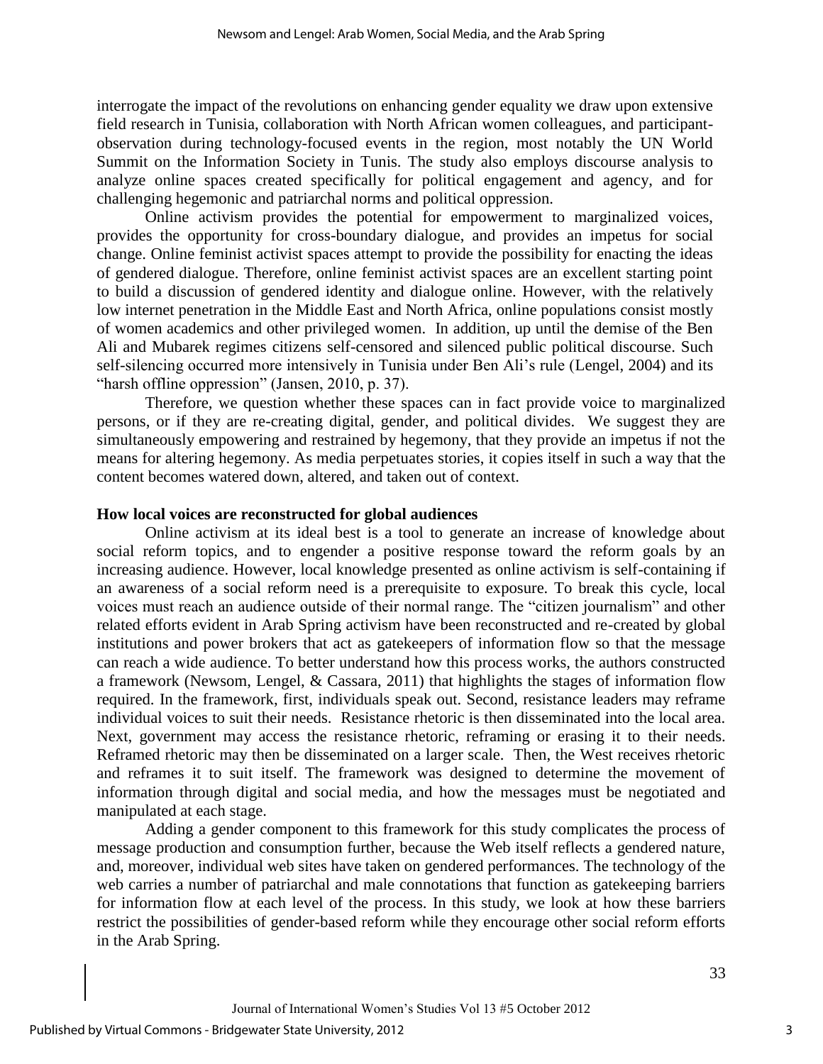interrogate the impact of the revolutions on enhancing gender equality we draw upon extensive field research in Tunisia, collaboration with North African women colleagues, and participant-observation during technology-focused events in the region, most notably the UN World Summit on the Information Society in Tunis. The study also employs discourse analysis to analyze online spaces created specifically for political engagement and agency, and for challenging hegemonic and patriarchal norms and political oppression.

Online activism provides the potential for empowerment to marginalized voices, provides the opportunity for cross-boundary dialogue, and provides an impetus for social change. Online feminist activist spaces attempt to provide the possibility for enacting the ideas of gendered dialogue. Therefore, online feminist activist spaces are an excellent starting point to build a discussion of gendered identity and dialogue online. However, with the relatively low internet penetration in the Middle East and North Africa, online populations consist mostly of women academics and other privileged women. In addition, up until the demise of the Ben Ali and Mubarek regimes citizens self-censored and silenced public political discourse. Such self-silencing occurred more intensively in Tunisia under Ben Ali's rule (Lengel, 2004) and its "harsh offline oppression" (Jansen, 2010, p. 37).

Therefore, we question whether these spaces can in fact provide voice to marginalized persons, or if they are re-creating digital, gender, and political divides. We suggest they are simultaneously empowering and restrained by hegemony, that they provide an impetus if not the means for altering hegemony. As media perpetuates stories, it copies itself in such a way that the content becomes watered down, altered, and taken out of context.

**How local voices are reconstructed for global audiences**

Online activism at its ideal best is a tool to generate an increase of knowledge about social reform topics, and to engender a positive response toward the reform goals by an increasing audience. However, local knowledge presented as online activism is self-containing if an awareness of a social reform need is a prerequisite to exposure. To break this cycle, local voices must reach an audience outside of their normal range. The "citizen journalism" and other related efforts evident in Arab Spring activism have been reconstructed and re-created by global institutions and power brokers that act as gatekeepers of information flow so that the message can reach a wide audience. To better understand how this process works, the authors constructed a framework (Newsom, Lengel, & Cassara, 2011) that highlights the stages of information flow required. In the framework, first, individuals speak out. Second, resistance leaders may reframe individual voices to suit their needs. Resistance rhetoric is then disseminated into the local area. Next, government may access the resistance rhetoric, reframing or erasing it to their needs. Reframed rhetoric may then be disseminated on a larger scale. Then, the West receives rhetoric and reframes it to suit itself. The framework was designed to determine the movement of information through digital and social media, and how the messages must be negotiated and manipulated at each stage.

Adding a gender component to this framework for this study complicates the process of message production and consumption further, because the Web itself reflects a gendered nature, and, moreover, individual web sites have taken on gendered performances. The technology of the web carries a number of patriarchal and male connotations that function as gatekeeping barriers for information flow at each level of the process. In this study, we look at how these barriers restrict the possibilities of gender-based reform while they encourage other social reform efforts in the Arab Spring.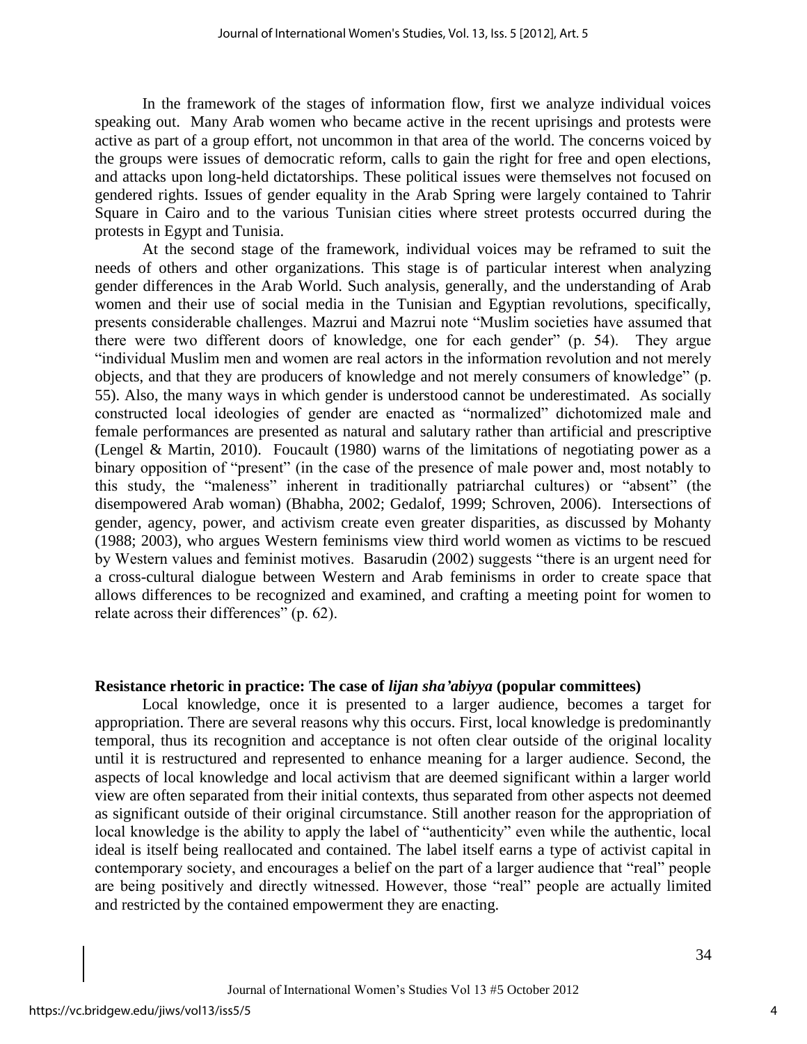In the framework of the stages of information flow, first we analyze individual voices speaking out. Many Arab women who became active in the recent uprisings and protests were active as part of a group effort, not uncommon in that area of the world. The concerns voiced by the groups were issues of democratic reform, calls to gain the right for free and open elections, and attacks upon long-held dictatorships. These political issues were themselves not focused on gendered rights. Issues of gender equality in the Arab Spring were largely contained to Tahrir Square in Cairo and to the various Tunisian cities where street protests occurred during the protests in Egypt and Tunisia.

At the second stage of the framework, individual voices may be reframed to suit the needs of others and other organizations. This stage is of particular interest when analyzing gender differences in the Arab World. Such analysis, generally, and the understanding of Arab women and their use of social media in the Tunisian and Egyptian revolutions, specifically, presents considerable challenges. Mazrui and Mazrui note "Muslim societies have assumed that there were two different doors of knowledge, one for each gender" (p. 54). They argue "individual Muslim men and women are real actors in the information revolution and not merely objects, and that they are producers of knowledge and not merely consumers of knowledge" (p. 55). Also, the many ways in which gender is understood cannot be underestimated. As socially constructed local ideologies of gender are enacted as "normalized" dichotomized male and female performances are presented as natural and salutary rather than artificial and prescriptive (Lengel & Martin, 2010). Foucault (1980) warns of the limitations of negotiating power as a binary opposition of "present" (in the case of the presence of male power and, most notably to this study, the "maleness" inherent in traditionally patriarchal cultures) or "absent" (the disempowered Arab woman) (Bhabha, 2002; Gedalof, 1999; Schroven, 2006). Intersections of gender, agency, power, and activism create even greater disparities, as discussed by Mohanty (1988; 2003), who argues Western feminisms view third world women as victims to be rescued by Western values and feminist motives. Basarudin (2002) suggests "there is an urgent need for a cross-cultural dialogue between Western and Arab feminisms in order to create space that allows differences to be recognized and examined, and crafting a meeting point for women to relate across their differences" (p. 62).

## Resistance rhetoric in practice: The case of *lijan sha'abiyya* (popular committees)

Local knowledge, once it is presented to a larger audience, becomes a target for appropriation. There are several reasons why this occurs. First, local knowledge is predominantly temporal, thus its recognition and acceptance is not often clear outside of the original locality until it is restructured and represented to enhance meaning for a larger audience. Second, the aspects of local knowledge and local activism that are deemed significant within a larger world view are often separated from their initial contexts, thus separated from other aspects not deemed as significant outside of their original circumstance. Still another reason for the appropriation of local knowledge is the ability to apply the label of "authenticity" even while the authentic, local ideal is itself being reallocated and contained. The label itself earns a type of activist capital in contemporary society, and encourages a belief on the part of a larger audience that "real" people are being positively and directly witnessed. However, those "real" people are actually limited and restricted by the contained empowerment they are enacting.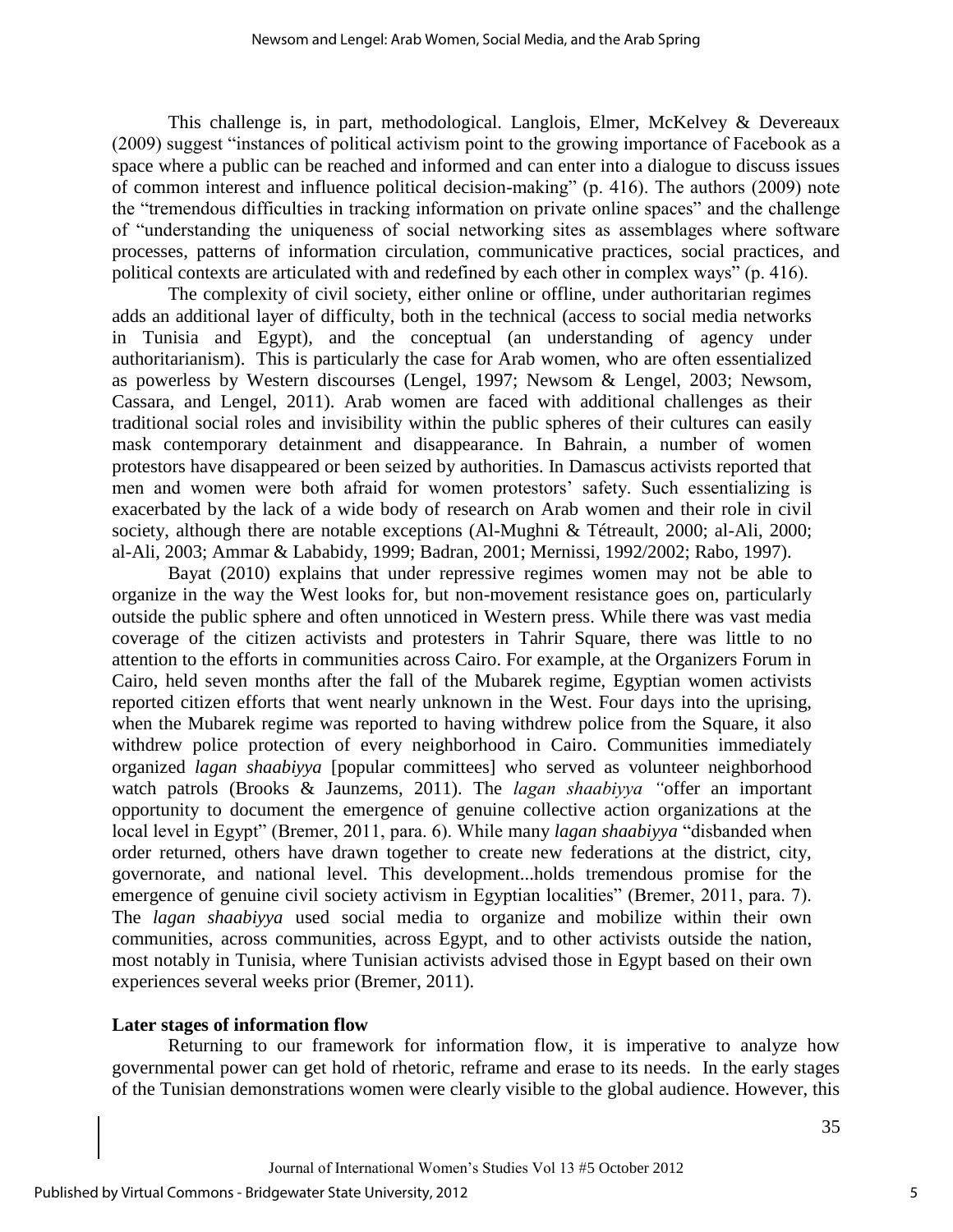This challenge is, in part, methodological. Langlois, Elmer, McKelvey & Devereaux (2009) suggest "instances of political activism point to the growing importance of Facebook as a space where a public can be reached and informed and can enter into a dialogue to discuss issues of common interest and influence political decision-making" (p. 416). The authors (2009) note the "tremendous difficulties in tracking information on private online spaces" and the challenge of "understanding the uniqueness of social networking sites as assemblages where software processes, patterns of information circulation, communicative practices, social practices, and political contexts are articulated with and redefined by each other in complex ways" (p. 416).

The complexity of civil society, either online or offline, under authoritarian regimes adds an additional layer of difficulty, both in the technical (access to social media networks in Tunisia and Egypt), and the conceptual (an understanding of agency under authoritarianism). This is particularly the case for Arab women, who are often essentialized as powerless by Western discourses (Lengel, 1997; Newsom & Lengel, 2003; Newsom, Cassara, and Lengel, 2011). Arab women are faced with additional challenges as their traditional social roles and invisibility within the public spheres of their cultures can easily mask contemporary detainment and disappearance. In Bahrain, a number of women protestors have disappeared or been seized by authorities. In Damascus activists reported that men and women were both afraid for women protestors' safety. Such essentializing is exacerbated by the lack of a wide body of research on Arab women and their role in civil society, although there are notable exceptions (Al-Mughni & Tétreault, 2000; al-Ali, 2000; al-Ali, 2003; Ammar & Lababidy, 1999; Badran, 2001; Mernissi, 1992/2002; Rabo, 1997).

Bayat (2010) explains that under repressive regimes women may not be able to organize in the way the West looks for, but non-movement resistance goes on, particularly outside the public sphere and often unnoticed in Western press. While there was vast media coverage of the citizen activists and protesters in Tahrir Square, there was little to no attention to the efforts in communities across Cairo. For example, at the Organizers Forum in Cairo, held seven months after the fall of the Mubarek regime, Egyptian women activists reported citizen efforts that went nearly unknown in the West. Four days into the uprising, when the Mubarek regime was reported to having withdrew police from the Square, it also withdrew police protection of every neighborhood in Cairo. Communities immediately organized *lagan shaabiyya* [popular committees] who served as volunteer neighborhood watch patrols (Brooks & Jaunzems, 2011). The *lagan shaabiyya "*offer an important opportunity to document the emergence of genuine collective action organizations at the local level in Egypt" (Bremer, 2011, para. 6). While many *lagan shaabiyya* "disbanded when order returned, others have drawn together to create new federations at the district, city, governorate, and national level. This development...holds tremendous promise for the emergence of genuine civil society activism in Egyptian localities" (Bremer, 2011, para. 7). The *lagan shaabiyya* used social media to organize and mobilize within their own communities, across communities, across Egypt, and to other activists outside the nation, most notably in Tunisia, where Tunisian activists advised those in Egypt based on their own experiences several weeks prior (Bremer, 2011).

**Later stages of information flow**

Returning to our framework for information flow, it is imperative to analyze how governmental power can get hold of rhetoric, reframe and erase to its needs. In the early stages of the Tunisian demonstrations women were clearly visible to the global audience. However, this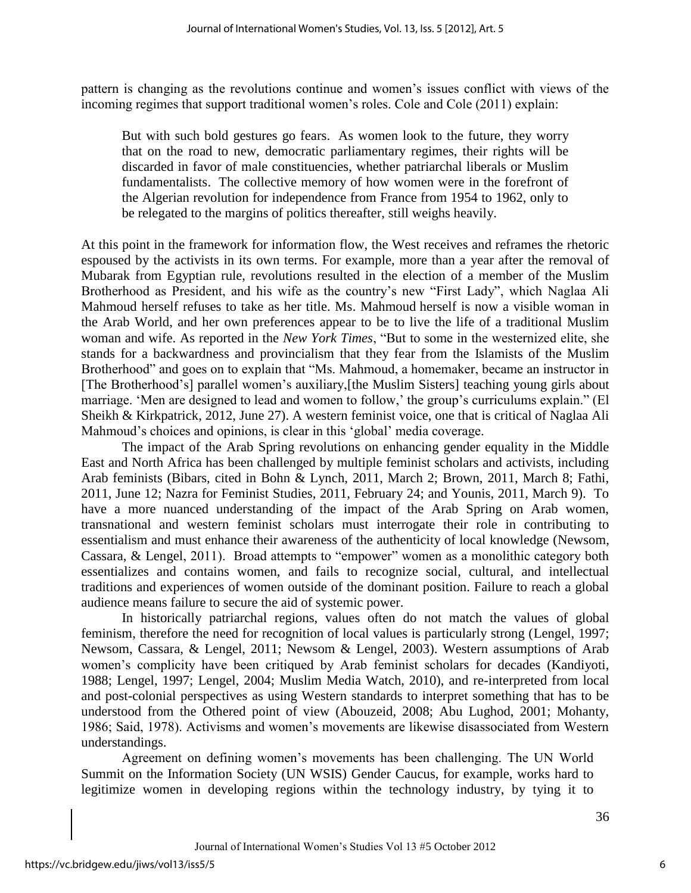pattern is changing as the revolutions continue and women's issues conflict with views of the incoming regimes that support traditional women's roles. Cole and Cole (2011) explain:

> But with such bold gestures go fears. As women look to the future, they worry that on the road to new, democratic parliamentary regimes, their rights will be discarded in favor of male constituencies, whether patriarchal liberals or Muslim fundamentalists. The collective memory of how women were in the forefront of the Algerian revolution for independence from France from 1954 to 1962, only to be relegated to the margins of politics thereafter, still weighs heavily.

At this point in the framework for information flow, the West receives and reframes the rhetoric espoused by the activists in its own terms. For example, more than a year after the removal of Mubarak from Egyptian rule, revolutions resulted in the election of a member of the Muslim Brotherhood as President, and his wife as the country's new "First Lady", which Naglaa Ali Mahmoud herself refuses to take as her title. Ms. Mahmoud herself is now a visible woman in the Arab World, and her own preferences appear to be to live the life of a traditional Muslim woman and wife. As reported in the *New York Times*, "But to some in the westernized elite, she stands for a backwardness and provincialism that they fear from the Islamists of the Muslim Brotherhood" and goes on to explain that "Ms. Mahmoud, a homemaker, became an instructor in [The Brotherhood's] parallel women's auxiliary,[the Muslim Sisters] teaching young girls about marriage. 'Men are designed to lead and women to follow,' the group's curriculums explain." (El Sheikh & Kirkpatrick, 2012, June 27). A western feminist voice, one that is critical of Naglaa Ali Mahmoud's choices and opinions, is clear in this 'global' media coverage.

The impact of the Arab Spring revolutions on enhancing gender equality in the Middle East and North Africa has been challenged by multiple feminist scholars and activists, including Arab feminists (Bibars, cited in Bohn & Lynch, 2011, March 2; Brown, 2011, March 8; Fathi, 2011, June 12; Nazra for Feminist Studies, 2011, February 24; and Younis, 2011, March 9). To have a more nuanced understanding of the impact of the Arab Spring on Arab women, transnational and western feminist scholars must interrogate their role in contributing to essentialism and must enhance their awareness of the authenticity of local knowledge (Newsom, Cassara, & Lengel, 2011). Broad attempts to "empower" women as a monolithic category both essentializes and contains women, and fails to recognize social, cultural, and intellectual traditions and experiences of women outside of the dominant position. Failure to reach a global audience means failure to secure the aid of systemic power.

In historically patriarchal regions, values often do not match the values of global feminism, therefore the need for recognition of local values is particularly strong (Lengel, 1997; Newsom, Cassara, & Lengel, 2011; Newsom & Lengel, 2003). Western assumptions of Arab women's complicity have been critiqued by Arab feminist scholars for decades (Kandiyoti, 1988; Lengel, 1997; Lengel, 2004; Muslim Media Watch, 2010), and re-interpreted from local and post-colonial perspectives as using Western standards to interpret something that has to be understood from the Othered point of view (Abouzeid, 2008; Abu Lughod, 2001; Mohanty, 1986; Said, 1978). Activisms and women's movements are likewise disassociated from Western understandings.

Agreement on defining women's movements has been challenging. The UN World Summit on the Information Society (UN WSIS) Gender Caucus, for example, works hard to legitimize women in developing regions within the technology industry, by tying it to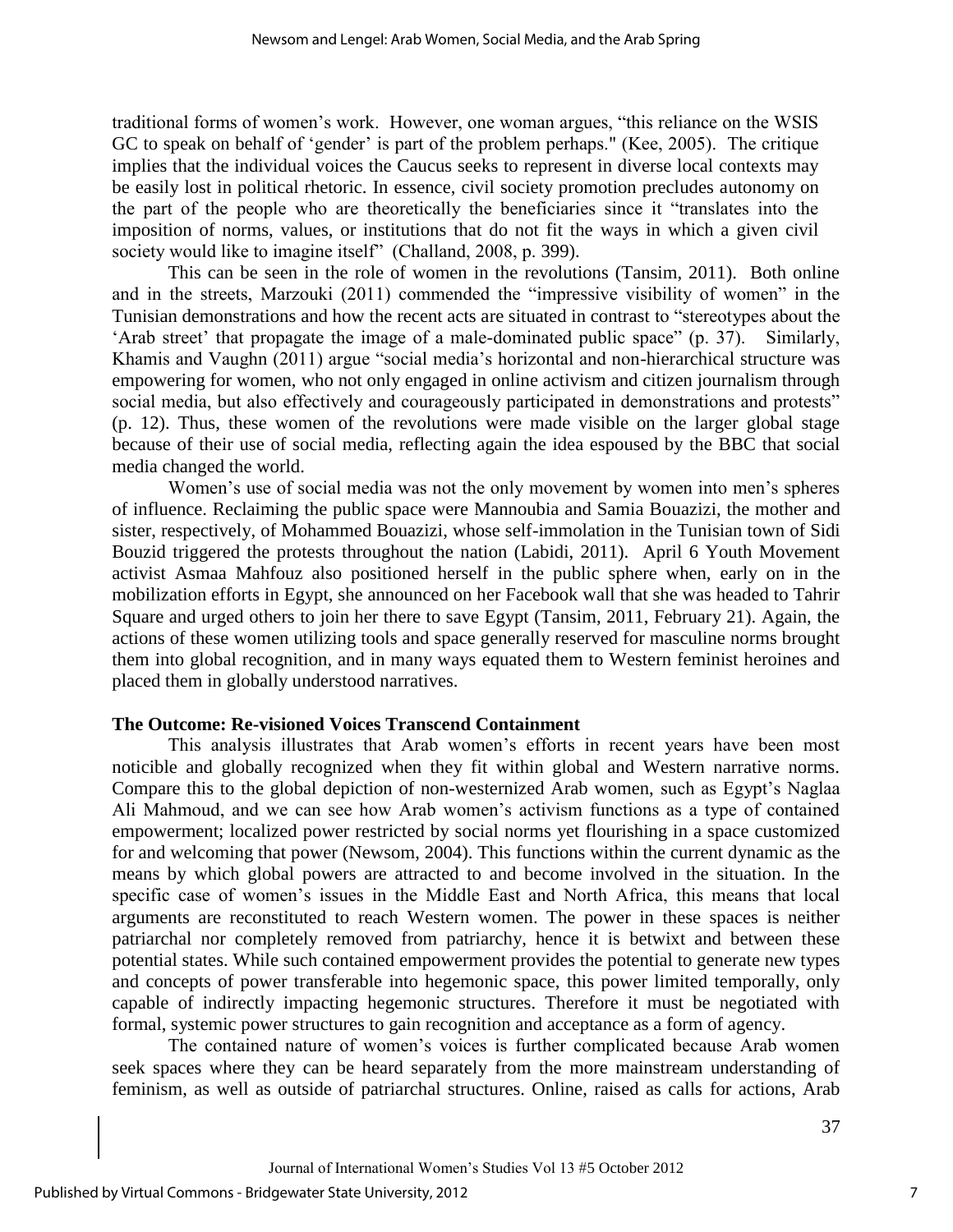traditional forms of women's work. However, one woman argues, "this reliance on the WSIS GC to speak on behalf of 'gender' is part of the problem perhaps." (Kee, 2005). The critique implies that the individual voices the Caucus seeks to represent in diverse local contexts may be easily lost in political rhetoric. In essence, civil society promotion precludes autonomy on the part of the people who are theoretically the beneficiaries since it "translates into the imposition of norms, values, or institutions that do not fit the ways in which a given civil society would like to imagine itself" (Challand, 2008, p. 399).

This can be seen in the role of women in the revolutions (Tansim, 2011). Both online and in the streets, Marzouki (2011) commended the "impressive visibility of women" in the Tunisian demonstrations and how the recent acts are situated in contrast to "stereotypes about the 'Arab street' that propagate the image of a male-dominated public space" (p. 37). Similarly, Khamis and Vaughn (2011) argue "social media's horizontal and non-hierarchical structure was empowering for women, who not only engaged in online activism and citizen journalism through social media, but also effectively and courageously participated in demonstrations and protests" (p. 12). Thus, these women of the revolutions were made visible on the larger global stage because of their use of social media, reflecting again the idea espoused by the BBC that social media changed the world.

Women's use of social media was not the only movement by women into men's spheres of influence. Reclaiming the public space were Mannoubia and Samia Bouazizi, the mother and sister, respectively, of Mohammed Bouazizi, whose self-immolation in the Tunisian town of Sidi Bouzid triggered the protests throughout the nation (Labidi, 2011). April 6 Youth Movement activist Asmaa Mahfouz also positioned herself in the public sphere when, early on in the mobilization efforts in Egypt, she announced on her Facebook wall that she was headed to Tahrir Square and urged others to join her there to save Egypt (Tansim, 2011, February 21). Again, the actions of these women utilizing tools and space generally reserved for masculine norms brought them into global recognition, and in many ways equated them to Western feminist heroines and placed them in globally understood narratives.

**The Outcome: Re-visioned Voices Transcend Containment**

This analysis illustrates that Arab women's efforts in recent years have been most noticible and globally recognized when they fit within global and Western narrative norms. Compare this to the global depiction of non-westernized Arab women, such as Egypt's Naglaa Ali Mahmoud, and we can see how Arab women's activism functions as a type of contained empowerment; localized power restricted by social norms yet flourishing in a space customized for and welcoming that power (Newsom, 2004). This functions within the current dynamic as the means by which global powers are attracted to and become involved in the situation. In the specific case of women's issues in the Middle East and North Africa, this means that local arguments are reconstituted to reach Western women. The power in these spaces is neither patriarchal nor completely removed from patriarchy, hence it is betwixt and between these potential states. While such contained empowerment provides the potential to generate new types and concepts of power transferable into hegemonic space, this power limited temporally, only capable of indirectly impacting hegemonic structures. Therefore it must be negotiated with formal, systemic power structures to gain recognition and acceptance as a form of agency.

The contained nature of women's voices is further complicated because Arab women seek spaces where they can be heard separately from the more mainstream understanding of feminism, as well as outside of patriarchal structures. Online, raised as calls for actions, Arab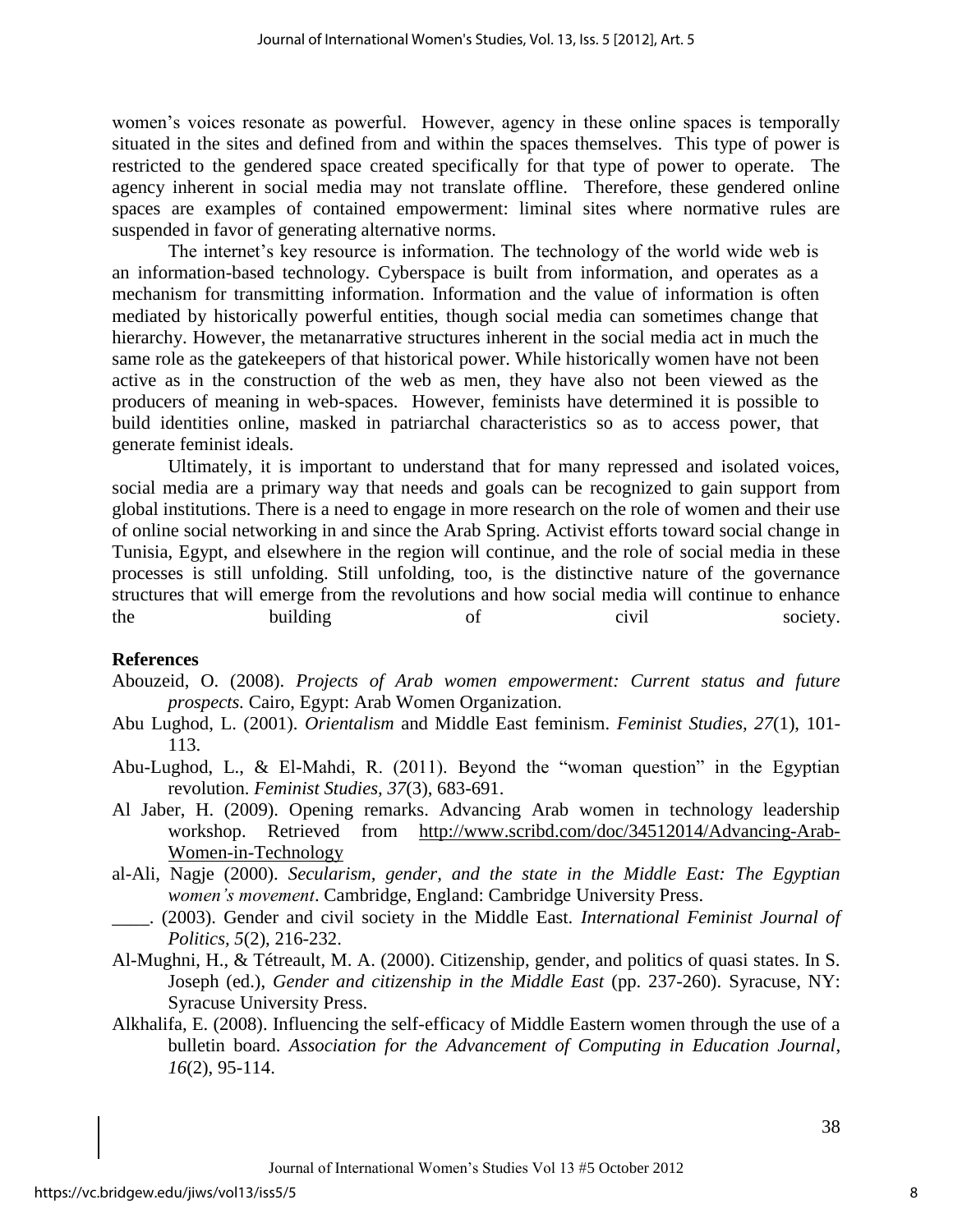women's voices resonate as powerful. However, agency in these online spaces is temporally situated in the sites and defined from and within the spaces themselves. This type of power is restricted to the gendered space created specifically for that type of power to operate. The agency inherent in social media may not translate offline. Therefore, these gendered online spaces are examples of contained empowerment: liminal sites where normative rules are suspended in favor of generating alternative norms.

The internet's key resource is information. The technology of the world wide web is an information-based technology. Cyberspace is built from information, and operates as a mechanism for transmitting information. Information and the value of information is often mediated by historically powerful entities, though social media can sometimes change that hierarchy. However, the metanarrative structures inherent in the social media act in much the same role as the gatekeepers of that historical power. While historically women have not been active as in the construction of the web as men, they have also not been viewed as the producers of meaning in web-spaces. However, feminists have determined it is possible to build identities online, masked in patriarchal characteristics so as to access power, that generate feminist ideals.

Ultimately, it is important to understand that for many repressed and isolated voices, social media are a primary way that needs and goals can be recognized to gain support from global institutions. There is a need to engage in more research on the role of women and their use of online social networking in and since the Arab Spring. Activist efforts toward social change in Tunisia, Egypt, and elsewhere in the region will continue, and the role of social media in these processes is still unfolding. Still unfolding, too, is the distinctive nature of the governance structures that will emerge from the revolutions and how social media will continue to enhance the building of civil society.

**References**

Abouzeid, O. (2008). *Projects of Arab women empowerment: Current status and future prospects.* Cairo, Egypt: Arab Women Organization.

Abu Lughod, L. (2001). *Orientalism* and Middle East feminism. *Feminist Studies, 27*(1), 101-113.

Abu-Lughod, L., & El-Mahdi, R. (2011). Beyond the "woman question" in the Egyptian revolution. *Feminist Studies, 37*(3), 683-691.

Al Jaber, H. (2009). Opening remarks. Advancing Arab women in technology leadership workshop. Retrieved from http://www.scribd.com/doc/34512014/Advancing-Arab-Women-in-Technology

al-Ali, Nagje (2000). *Secularism, gender, and the state in the Middle East: The Egyptian women's movement*. Cambridge, England: Cambridge University Press.

____. (2003). Gender and civil society in the Middle East. *International Feminist Journal of Politics, 5*(2), 216-232.

Al-Mughni, H., & Tétreault, M. A. (2000). Citizenship, gender, and politics of quasi states. In S. Joseph (ed.), *Gender and citizenship in the Middle East* (pp. 237-260). Syracuse, NY: Syracuse University Press.

Alkhalifa, E. (2008). Influencing the self-efficacy of Middle Eastern women through the use of a bulletin board. *Association for the Advancement of Computing in Education Journal*, *16*(2), 95-114.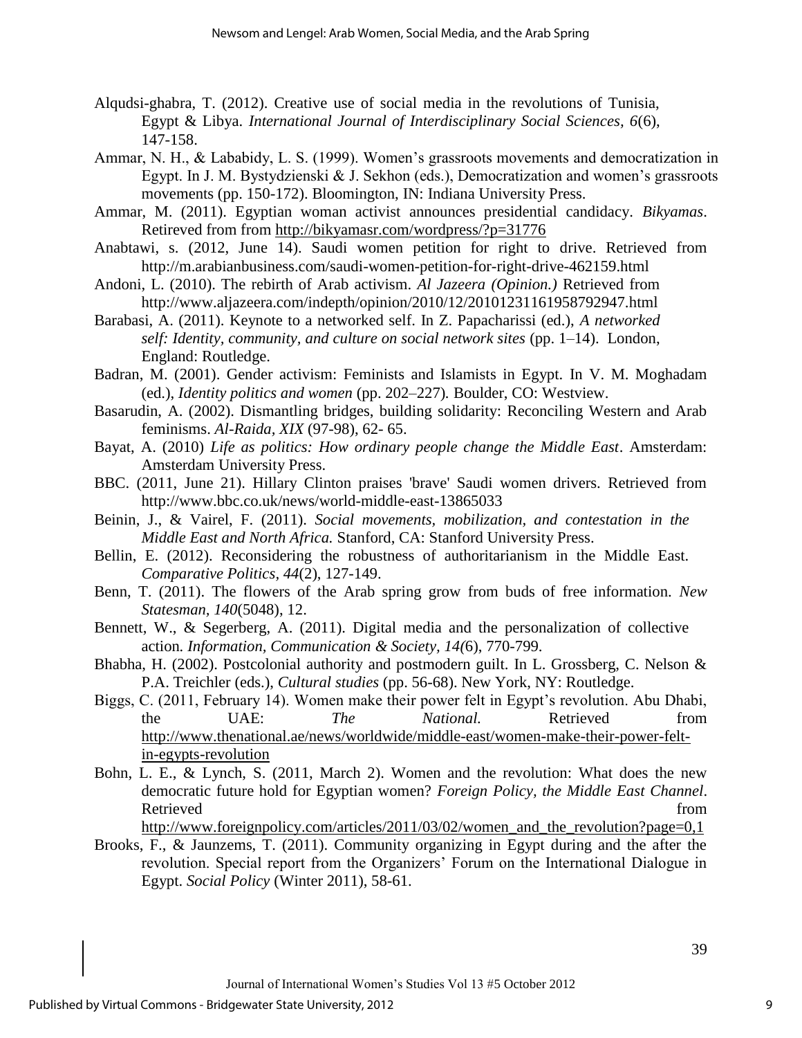Alqudsi-ghabra, T. (2012). Creative use of social media in the revolutions of Tunisia, Egypt & Libya. *International Journal of Interdisciplinary Social Sciences, 6*(6), 147-158.

Ammar, N. H., & Lababidy, L. S. (1999). Women's grassroots movements and democratization in Egypt. In J. M. Bystydzienski & J. Sekhon (eds.), Democratization and women's grassroots movements (pp. 150-172). Bloomington, IN: Indiana University Press.

Ammar, M. (2011). Egyptian woman activist announces presidential candidacy. *Bikyamas*. Retrieved from from http://bikyamasr.com/wordpress/?p=31776

Anabtawi, s. (2012, June 14). Saudi women petition for right to drive. Retrieved from http://m.arabianbusiness.com/saudi-women-petition-for-right-drive-462159.html

Andoni, L. (2010). The rebirth of Arab activism. *Al Jazeera (Opinion.)* Retrieved from http://www.aljazeera.com/indepth/opinion/2010/12/20101231161958792947.html

Barabasi, A. (2011). Keynote to a networked self. In Z. Papacharissi (ed.), *A networked self: Identity, community, and culture on social network sites* (pp. 1–14). London, England: Routledge.

Badran, M. (2001). Gender activism: Feminists and Islamists in Egypt. In V. M. Moghadam (ed.), *Identity politics and women* (pp. 202–227)*.* Boulder, CO: Westview.

Basarudin, A. (2002). Dismantling bridges, building solidarity: Reconciling Western and Arab feminisms. *Al-Raida, XIX* (97-98), 62- 65.

Bayat, A. (2010) *Life as politics: How ordinary people change the Middle East*. Amsterdam: Amsterdam University Press.

BBC. (2011, June 21). Hillary Clinton praises 'brave' Saudi women drivers. Retrieved from http://www.bbc.co.uk/news/world-middle-east-13865033

Beinin, J., & Vairel, F. (2011). *Social movements, mobilization, and contestation in the Middle East and North Africa.* Stanford, CA: Stanford University Press.

Bellin, E. (2012). Reconsidering the robustness of authoritarianism in the Middle East. *Comparative Politics, 44*(2), 127-149.

Benn, T. (2011). The flowers of the Arab spring grow from buds of free information. *New Statesman, 140*(5048), 12.

Bennett, W., & Segerberg, A. (2011). Digital media and the personalization of collective action*. Information, Communication & Society, 14(*6), 770-799.

Bhabha, H. (2002). Postcolonial authority and postmodern guilt. In L. Grossberg, C. Nelson & P.A. Treichler (eds.), *Cultural studies* (pp. 56-68). New York, NY: Routledge.

Biggs, C. (2011, February 14). Women make their power felt in Egypt's revolution. Abu Dhabi, the UAE: *The National.* Retrieved from http://www.thenational.ae/news/worldwide/middle-east/women-make-their-power-felt-in-egypts-revolution

Bohn, L. E., & Lynch, S. (2011, March 2). Women and the revolution: What does the new democratic future hold for Egyptian women? *Foreign Policy, the Middle East Channel*. Retrieved from http://www.foreignpolicy.com/articles/2011/03/02/women_and_the_revolution?page=0,1

Brooks, F., & Jaunzems, T. (2011). Community organizing in Egypt during and the after the revolution. Special report from the Organizers' Forum on the International Dialogue in Egypt. *Social Policy* (Winter 2011), 58-61.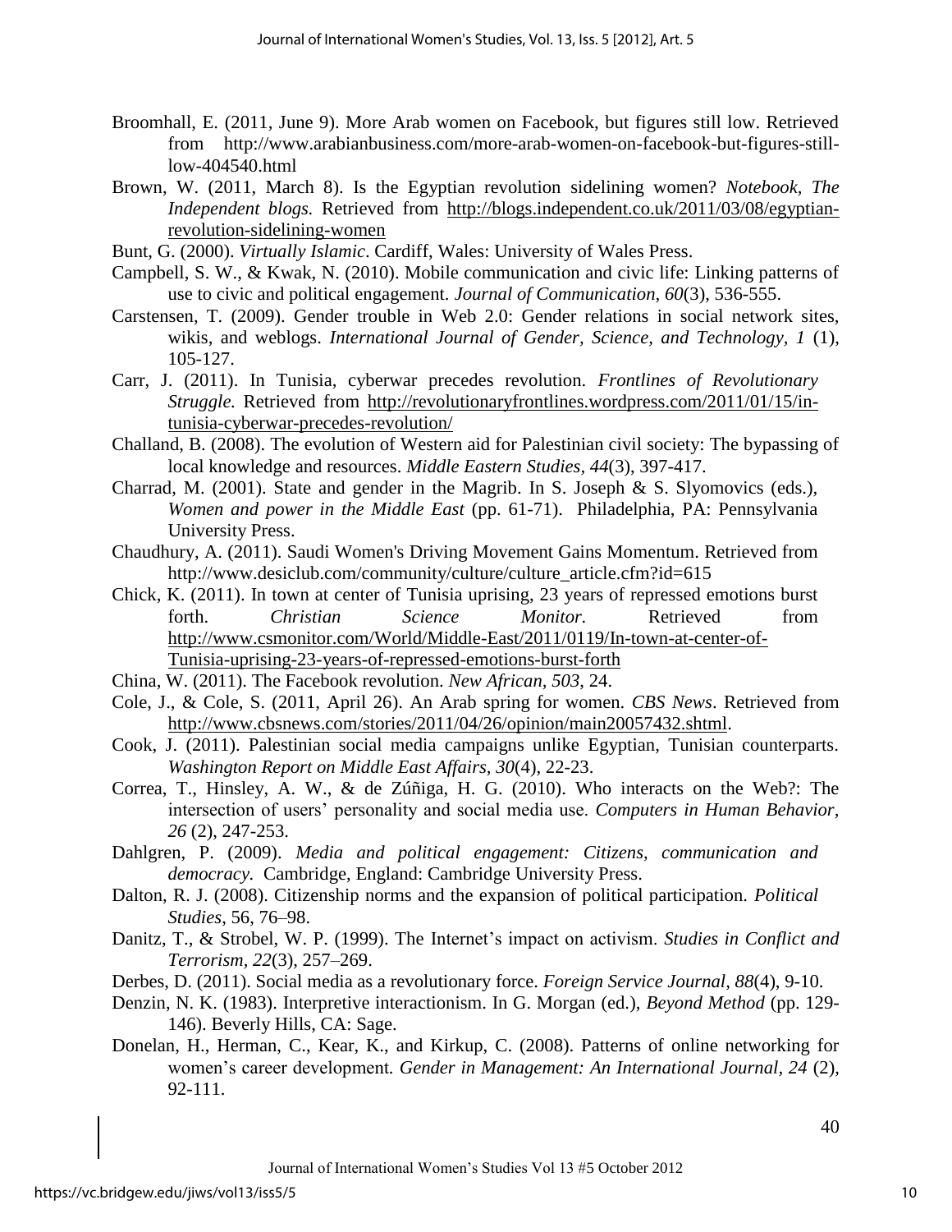Broomhall, E. (2011, June 9). More Arab women on Facebook, but figures still low. Retrieved from http://www.arabianbusiness.com/more-arab-women-on-facebook-but-figures-still-low-404540.html

Brown, W. (2011, March 8). Is the Egyptian revolution sidelining women? *Notebook, The Independent blogs.* Retrieved from http://blogs.independent.co.uk/2011/03/08/egyptian-revolution-sidelining-women

Bunt, G. (2000). *Virtually Islamic*. Cardiff, Wales: University of Wales Press.

Campbell, S. W., & Kwak, N. (2010). Mobile communication and civic life: Linking patterns of use to civic and political engagement. *Journal of Communication, 60*(3), 536-555.

Carstensen, T. (2009). Gender trouble in Web 2.0: Gender relations in social network sites, wikis, and weblogs. *International Journal of Gender, Science, and Technology, 1* (1), 105-127.

Carr, J. (2011). In Tunisia, cyberwar precedes revolution. *Frontlines of Revolutionary Struggle.* Retrieved from http://revolutionaryfrontlines.wordpress.com/2011/01/15/in-tunisia-cyberwar-precedes-revolution/

Challand, B. (2008). The evolution of Western aid for Palestinian civil society: The bypassing of local knowledge and resources. *Middle Eastern Studies, 44*(3), 397-417.

Charrad, M. (2001). State and gender in the Magrib. In S. Joseph & S. Slyomovics (eds.), *Women and power in the Middle East* (pp. 61-71). Philadelphia, PA: Pennsylvania University Press.

Chaudhury, A. (2011). Saudi Women's Driving Movement Gains Momentum. Retrieved from http://www.desiclub.com/community/culture/culture_article.cfm?id=615

Chick, K. (2011). In town at center of Tunisia uprising, 23 years of repressed emotions burst forth. *Christian Science Monitor.* Retrieved from http://www.csmonitor.com/World/Middle-East/2011/0119/In-town-at-center-of-Tunisia-uprising-23-years-of-repressed-emotions-burst-forth

China, W. (2011). The Facebook revolution. *New African, 503*, 24.

Cole, J., & Cole, S. (2011, April 26). An Arab spring for women. *CBS News*. Retrieved from http://www.cbsnews.com/stories/2011/04/26/opinion/main20057432.shtml.

Cook, J. (2011). Palestinian social media campaigns unlike Egyptian, Tunisian counterparts. *Washington Report on Middle East Affairs, 30*(4), 22-23.

Correa, T., Hinsley, A. W., & de Zúñiga, H. G. (2010). Who interacts on the Web?: The intersection of users' personality and social media use. *Computers in Human Behavior, 26* (2), 247-253.

Dahlgren, P. (2009). *Media and political engagement: Citizens, communication and democracy.* Cambridge, England: Cambridge University Press.

Dalton, R. J. (2008). Citizenship norms and the expansion of political participation. *Political Studies*, 56, 76–98.

Danitz, T., & Strobel, W. P. (1999). The Internet's impact on activism. *Studies in Conflict and Terrorism, 22*(3), 257–269.

Derbes, D. (2011). Social media as a revolutionary force. *Foreign Service Journal, 88*(4), 9-10.

Denzin, N. K. (1983). Interpretive interactionism. In G. Morgan (ed.), *Beyond Method* (pp. 129-146). Beverly Hills, CA: Sage.

Donelan, H., Herman, C., Kear, K., and Kirkup, C. (2008). Patterns of online networking for women's career development. *Gender in Management: An International Journal, 24* (2), 92-111.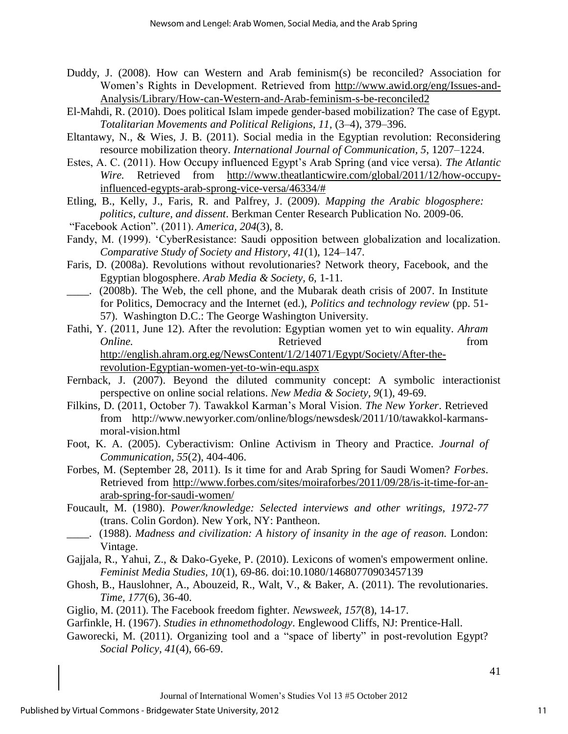Duddy, J. (2008). How can Western and Arab feminism(s) be reconciled? Association for Women's Rights in Development. Retrieved from http://www.awid.org/eng/Issues-and-Analysis/Library/How-can-Western-and-Arab-feminism-s-be-reconciled2

El-Mahdi, R. (2010). Does political Islam impede gender-based mobilization? The case of Egypt. *Totalitarian Movements and Political Religions, 11*, (3–4), 379–396.

Eltantawy, N., & Wies, J. B. (2011). Social media in the Egyptian revolution: Reconsidering resource mobilization theory. *International Journal of Communication, 5*, 1207–1224.

Estes, A. C. (2011). How Occupy influenced Egypt's Arab Spring (and vice versa). *The Atlantic Wire.* Retrieved from http://www.theatlanticwire.com/global/2011/12/how-occupy-influenced-egypts-arab-sprong-vice-versa/46334/#

Etling, B., Kelly, J., Faris, R. and Palfrey, J. (2009). *Mapping the Arabic blogosphere: politics, culture, and dissent*. Berkman Center Research Publication No. 2009-06.

"Facebook Action". (2011). *America, 204*(3), 8.

Fandy, M. (1999). 'CyberResistance: Saudi opposition between globalization and localization. *Comparative Study of Society and History, 41*(1), 124–147.

Faris, D. (2008a). Revolutions without revolutionaries? Network theory, Facebook, and the Egyptian blogosphere. *Arab Media & Society, 6*, 1-11.

\_\_\_\_. (2008b). The Web, the cell phone, and the Mubarak death crisis of 2007. In Institute for Politics, Democracy and the Internet (ed.), *Politics and technology review* (pp. 51-57). Washington D.C.: The George Washington University.

Fathi, Y. (2011, June 12). After the revolution: Egyptian women yet to win equality. *Ahram Online.* Retrieved from http://english.ahram.org.eg/NewsContent/1/2/14071/Egypt/Society/After-the-revolution-Egyptian-women-yet-to-win-equ.aspx

Fernback, J. (2007). Beyond the diluted community concept: A symbolic interactionist perspective on online social relations. *New Media & Society, 9*(1), 49-69.

Filkins, D. (2011, October 7). Tawakkol Karman's Moral Vision. *The New Yorker*. Retrieved from http://www.newyorker.com/online/blogs/newsdesk/2011/10/tawakkol-karmans-moral-vision.html

Foot, K. A. (2005). Cyberactivism: Online Activism in Theory and Practice. *Journal of Communication, 55*(2), 404-406.

Forbes, M. (September 28, 2011). Is it time for and Arab Spring for Saudi Women? *Forbes*. Retrieved from http://www.forbes.com/sites/moiraforbes/2011/09/28/is-it-time-for-an-arab-spring-for-saudi-women/

Foucault, M. (1980). *Power/knowledge: Selected interviews and other writings, 1972-77* (trans. Colin Gordon). New York, NY: Pantheon.

\_\_\_\_. (1988). *Madness and civilization: A history of insanity in the age of reason.* London: Vintage.

Gajjala, R., Yahui, Z., & Dako-Gyeke, P. (2010). Lexicons of women's empowerment online. *Feminist Media Studies, 10*(1), 69-86. doi:10.1080/14680770903457139

Ghosh, B., Hauslohner, A., Abouzeid, R., Walt, V., & Baker, A. (2011). The revolutionaries. *Time, 177*(6), 36-40.

Giglio, M. (2011). The Facebook freedom fighter. *Newsweek, 157*(8), 14-17.

Garfinkle, H. (1967). *Studies in ethnomethodology*. Englewood Cliffs, NJ: Prentice-Hall.

Gaworecki, M. (2011). Organizing tool and a "space of liberty" in post-revolution Egypt? *Social Policy, 41*(4), 66-69.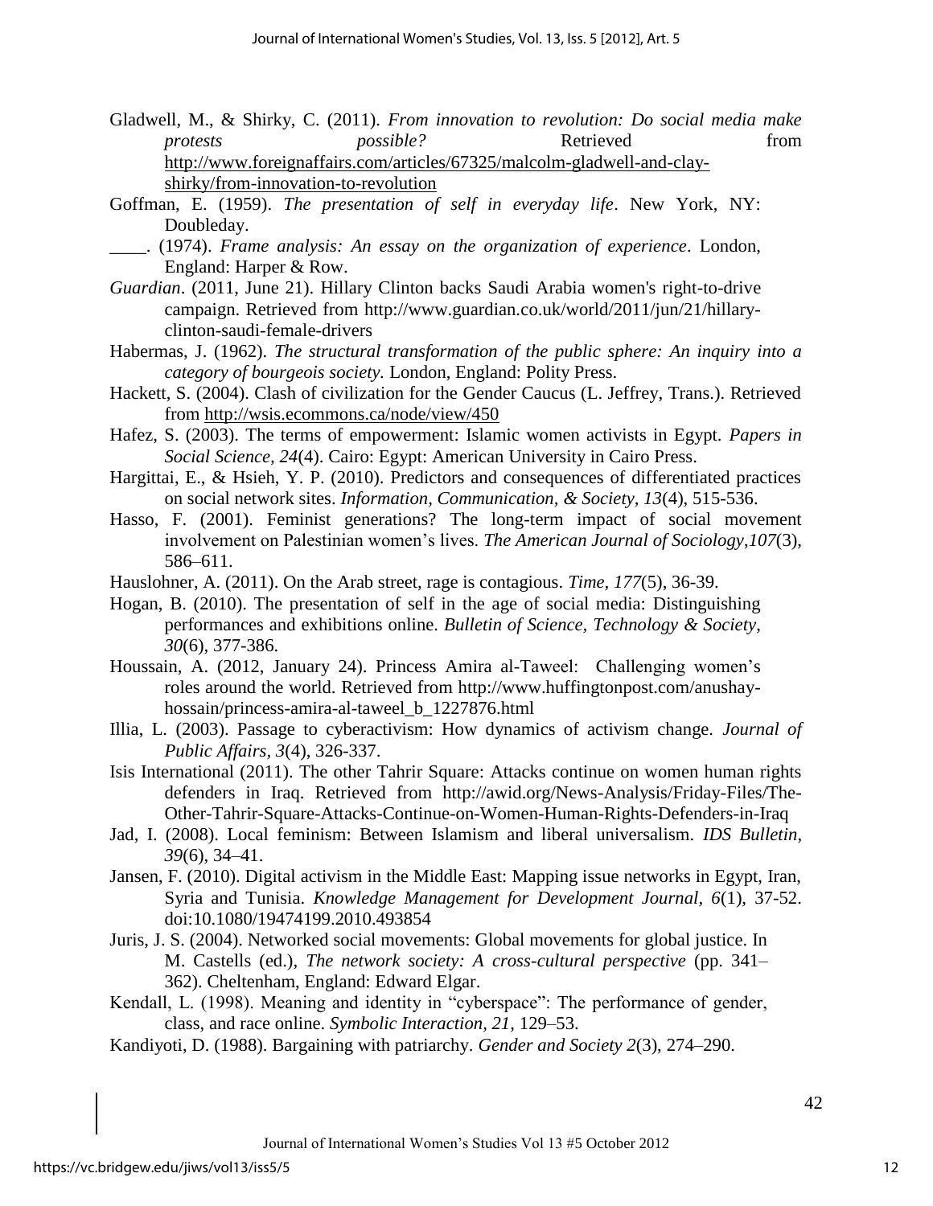Gladwell, M., & Shirky, C. (2011). *From innovation to revolution: Do social media make protests possible?* Retrieved from http://www.foreignaffairs.com/articles/67325/malcolm-gladwell-and-clay-shirky/from-innovation-to-revolution

Goffman, E. (1959). *The presentation of self in everyday life*. New York, NY: Doubleday.

____. (1974). *Frame analysis: An essay on the organization of experience*. London, England: Harper & Row.

*Guardian*. (2011, June 21). Hillary Clinton backs Saudi Arabia women's right-to-drive campaign. Retrieved from http://www.guardian.co.uk/world/2011/jun/21/hillary-clinton-saudi-female-drivers

Habermas, J. (1962). *The structural transformation of the public sphere: An inquiry into a category of bourgeois society.* London, England: Polity Press.

Hackett, S. (2004). Clash of civilization for the Gender Caucus (L. Jeffrey, Trans.). Retrieved from http://wsis.ecommons.ca/node/view/450

Hafez, S. (2003). The terms of empowerment: Islamic women activists in Egypt. *Papers in Social Science, 24*(4). Cairo: Egypt: American University in Cairo Press.

Hargittai, E., & Hsieh, Y. P. (2010). Predictors and consequences of differentiated practices on social network sites. *Information, Communication, & Society, 13*(4), 515-536.

Hasso, F. (2001). Feminist generations? The long-term impact of social movement involvement on Palestinian women's lives. *The American Journal of Sociology*,*107*(3), 586–611.

Hauslohner, A. (2011). On the Arab street, rage is contagious. *Time, 177*(5), 36-39.

Hogan, B. (2010). The presentation of self in the age of social media: Distinguishing performances and exhibitions online. *Bulletin of Science, Technology & Society, 30*(6), 377-386.

Houssain, A. (2012, January 24). Princess Amira al-Taweel: Challenging women's roles around the world. Retrieved from http://www.huffingtonpost.com/anushay-hossain/princess-amira-al-taweel_b_1227876.html

Illia, L. (2003). Passage to cyberactivism: How dynamics of activism change. *Journal of Public Affairs, 3*(4), 326-337.

Isis International (2011). The other Tahrir Square: Attacks continue on women human rights defenders in Iraq. Retrieved from http://awid.org/News-Analysis/Friday-Files/The-Other-Tahrir-Square-Attacks-Continue-on-Women-Human-Rights-Defenders-in-Iraq

Jad, I. (2008). Local feminism: Between Islamism and liberal universalism. *IDS Bulletin, 39*(6), 34–41.

Jansen, F. (2010). Digital activism in the Middle East: Mapping issue networks in Egypt, Iran, Syria and Tunisia. *Knowledge Management for Development Journal, 6*(1), 37-52. doi:10.1080/19474199.2010.493854

Juris, J. S. (2004). Networked social movements: Global movements for global justice. In M. Castells (ed.), *The network society: A cross-cultural perspective* (pp. 341–362). Cheltenham, England: Edward Elgar.

Kendall, L. (1998). Meaning and identity in "cyberspace": The performance of gender, class, and race online. *Symbolic Interaction, 21*, 129–53.

Kandiyoti, D. (1988). Bargaining with patriarchy. *Gender and Society 2*(3), 274–290.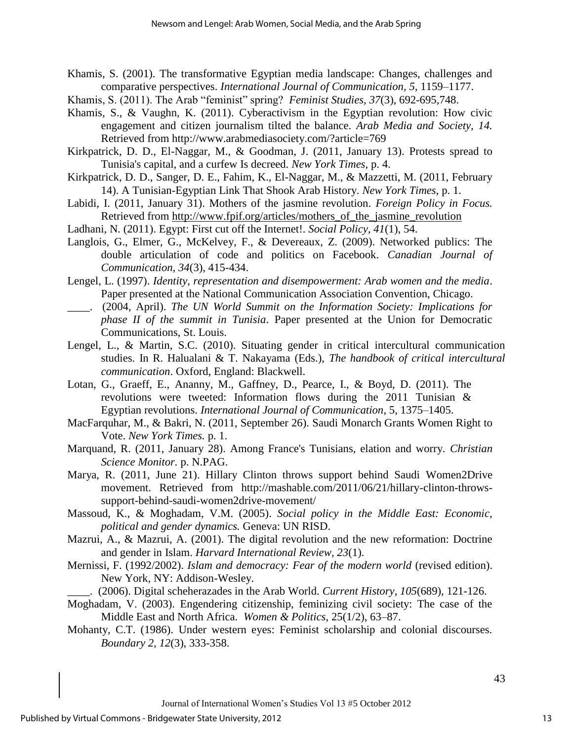Khamis, S. (2001). The transformative Egyptian media landscape: Changes, challenges and comparative perspectives. *International Journal of Communication, 5*, 1159–1177.

Khamis, S. (2011). The Arab "feminist" spring? *Feminist Studies, 37*(3), 692-695,748.

Khamis, S., & Vaughn, K. (2011). Cyberactivism in the Egyptian revolution: How civic engagement and citizen journalism tilted the balance. *Arab Media and Society, 14.* Retrieved from http://www.arabmediasociety.com/?article=769

Kirkpatrick, D. D., El-Naggar, M., & Goodman, J. (2011, January 13). Protests spread to Tunisia's capital, and a curfew Is decreed. *New York Times*, p. 4.

Kirkpatrick, D. D., Sanger, D. E., Fahim, K., El-Naggar, M., & Mazzetti, M. (2011, February 14). A Tunisian-Egyptian Link That Shook Arab History. *New York Times*, p. 1.

Labidi, I. (2011, January 31). Mothers of the jasmine revolution. *Foreign Policy in Focus.* Retrieved from http://www.fpif.org/articles/mothers_of_the_jasmine_revolution

Ladhani, N. (2011). Egypt: First cut off the Internet!. *Social Policy*, *41*(1), 54.

Langlois, G., Elmer, G., McKelvey, F., & Devereaux, Z. (2009). Networked publics: The double articulation of code and politics on Facebook. *Canadian Journal of Communication, 34*(3), 415-434.

Lengel, L. (1997). *Identity, representation and disempowerment: Arab women and the media*. Paper presented at the National Communication Association Convention, Chicago.

\_\_\_\_. (2004, April). *The UN World Summit on the Information Society: Implications for phase II of the summit in Tunisia*. Paper presented at the Union for Democratic Communications, St. Louis.

Lengel, L., & Martin, S.C. (2010). Situating gender in critical intercultural communication studies. In R. Halualani & T. Nakayama (Eds.), *The handbook of critical intercultural communication*. Oxford, England: Blackwell.

Lotan, G., Graeff, E., Ananny, M., Gaffney, D., Pearce, I., & Boyd, D. (2011). The revolutions were tweeted: Information flows during the 2011 Tunisian & Egyptian revolutions. *International Journal of Communication*, 5, 1375–1405.

MacFarquhar, M., & Bakri, N. (2011, September 26). Saudi Monarch Grants Women Right to Vote. *New York Times.* p. 1.

Marquand, R. (2011, January 28). Among France's Tunisians, elation and worry. *Christian Science Monitor.* p. N.PAG.

Marya, R. (2011, June 21). Hillary Clinton throws support behind Saudi Women2Drive movement. Retrieved from http://mashable.com/2011/06/21/hillary-clinton-throws-support-behind-saudi-women2drive-movement/

Massoud, K., & Moghadam, V.M. (2005). *Social policy in the Middle East: Economic, political and gender dynamics.* Geneva: UN RISD.

Mazrui, A., & Mazrui, A. (2001). The digital revolution and the new reformation: Doctrine and gender in Islam. *Harvard International Review, 23*(1).

Mernissi, F. (1992/2002). *Islam and democracy: Fear of the modern world* (revised edition). New York, NY: Addison-Wesley.

\_\_\_\_. (2006). Digital scheherazades in the Arab World. *Current History*, *105*(689), 121-126.

Moghadam, V. (2003). Engendering citizenship, feminizing civil society: The case of the Middle East and North Africa. *Women & Politics*, 25(1/2), 63–87.

Mohanty, C.T. (1986). Under western eyes: Feminist scholarship and colonial discourses. *Boundary 2*, *12*(3), 333-358.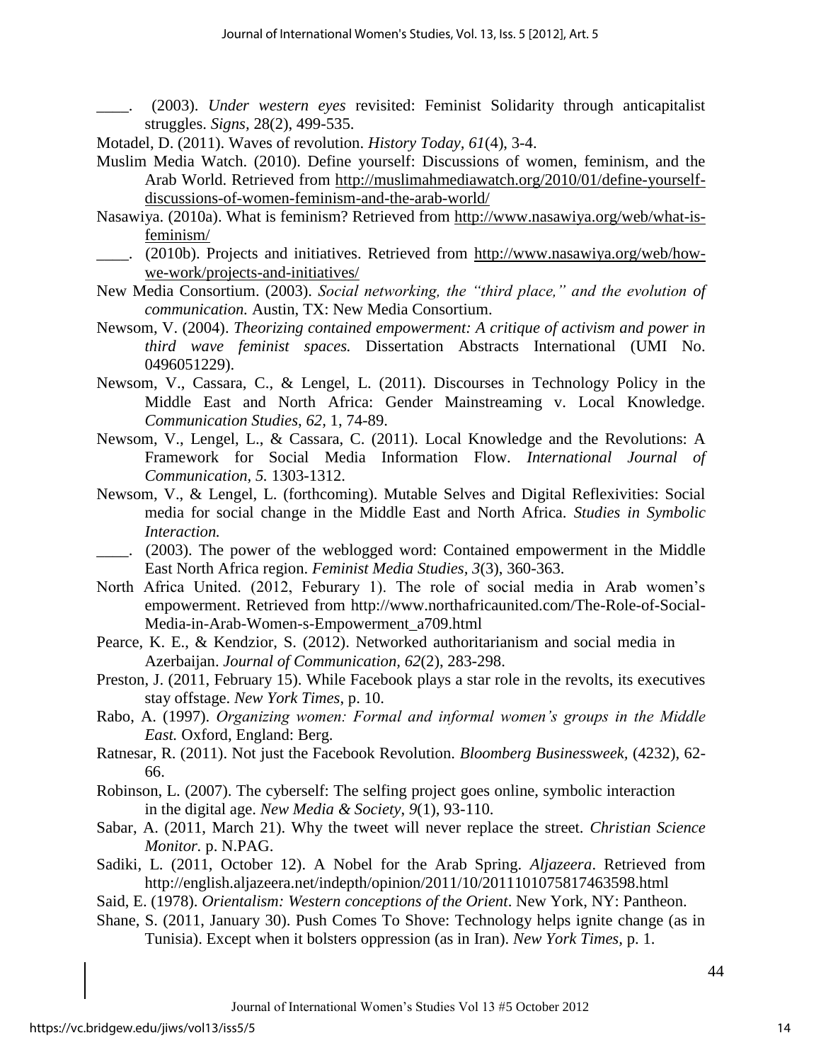____. (2003). *Under western eyes* revisited: Feminist Solidarity through anticapitalist struggles. *Signs*, 28(2), 499-535.

Motadel, D. (2011). Waves of revolution. *History Today, 61*(4), 3-4.

Muslim Media Watch. (2010). Define yourself: Discussions of women, feminism, and the Arab World. Retrieved from http://muslimahmediawatch.org/2010/01/define-yourself-discussions-of-women-feminism-and-the-arab-world/

Nasawiya. (2010a). What is feminism? Retrieved from http://www.nasawiya.org/web/what-is-feminism/

____. (2010b). Projects and initiatives. Retrieved from http://www.nasawiya.org/web/how-we-work/projects-and-initiatives/

New Media Consortium. (2003). *Social networking, the "third place," and the evolution of communication.* Austin, TX: New Media Consortium.

Newsom, V. (2004). *Theorizing contained empowerment: A critique of activism and power in third wave feminist spaces.* Dissertation Abstracts International (UMI No. 0496051229).

Newsom, V., Cassara, C., & Lengel, L. (2011). Discourses in Technology Policy in the Middle East and North Africa: Gender Mainstreaming v. Local Knowledge. *Communication Studies*, *62*, 1, 74-89.

Newsom, V., Lengel, L., & Cassara, C. (2011). Local Knowledge and the Revolutions: A Framework for Social Media Information Flow. *International Journal of Communication, 5.* 1303-1312.

Newsom, V., & Lengel, L. (forthcoming). Mutable Selves and Digital Reflexivities: Social media for social change in the Middle East and North Africa. *Studies in Symbolic Interaction.*

____. (2003). The power of the weblogged word: Contained empowerment in the Middle East North Africa region. *Feminist Media Studies*, *3*(3), 360-363.

North Africa United. (2012, Feburary 1). The role of social media in Arab women's empowerment. Retrieved from http://www.northafricaunited.com/The-Role-of-Social-Media-in-Arab-Women-s-Empowerment_a709.html

Pearce, K. E., & Kendzior, S. (2012). Networked authoritarianism and social media in Azerbaijan. *Journal of Communication, 62*(2), 283-298.

Preston, J. (2011, February 15). While Facebook plays a star role in the revolts, its executives stay offstage. *New York Times*, p. 10.

Rabo, A. (1997). *Organizing women: Formal and informal women's groups in the Middle East.* Oxford, England: Berg.

Ratnesar, R. (2011). Not just the Facebook Revolution. *Bloomberg Businessweek,* (4232), 62-66.

Robinson, L. (2007). The cyberself: The selfing project goes online, symbolic interaction in the digital age. *New Media & Society*, *9*(1), 93-110.

Sabar, A. (2011, March 21). Why the tweet will never replace the street. *Christian Science Monitor.* p. N.PAG.

Sadiki, L. (2011, October 12). A Nobel for the Arab Spring. *Aljazeera*. Retrieved from http://english.aljazeera.net/indepth/opinion/2011/10/2011101075817463598.html

Said, E. (1978). *Orientalism: Western conceptions of the Orient*. New York, NY: Pantheon.

Shane, S. (2011, January 30). Push Comes To Shove: Technology helps ignite change (as in Tunisia). Except when it bolsters oppression (as in Iran). *New York Times,* p. 1.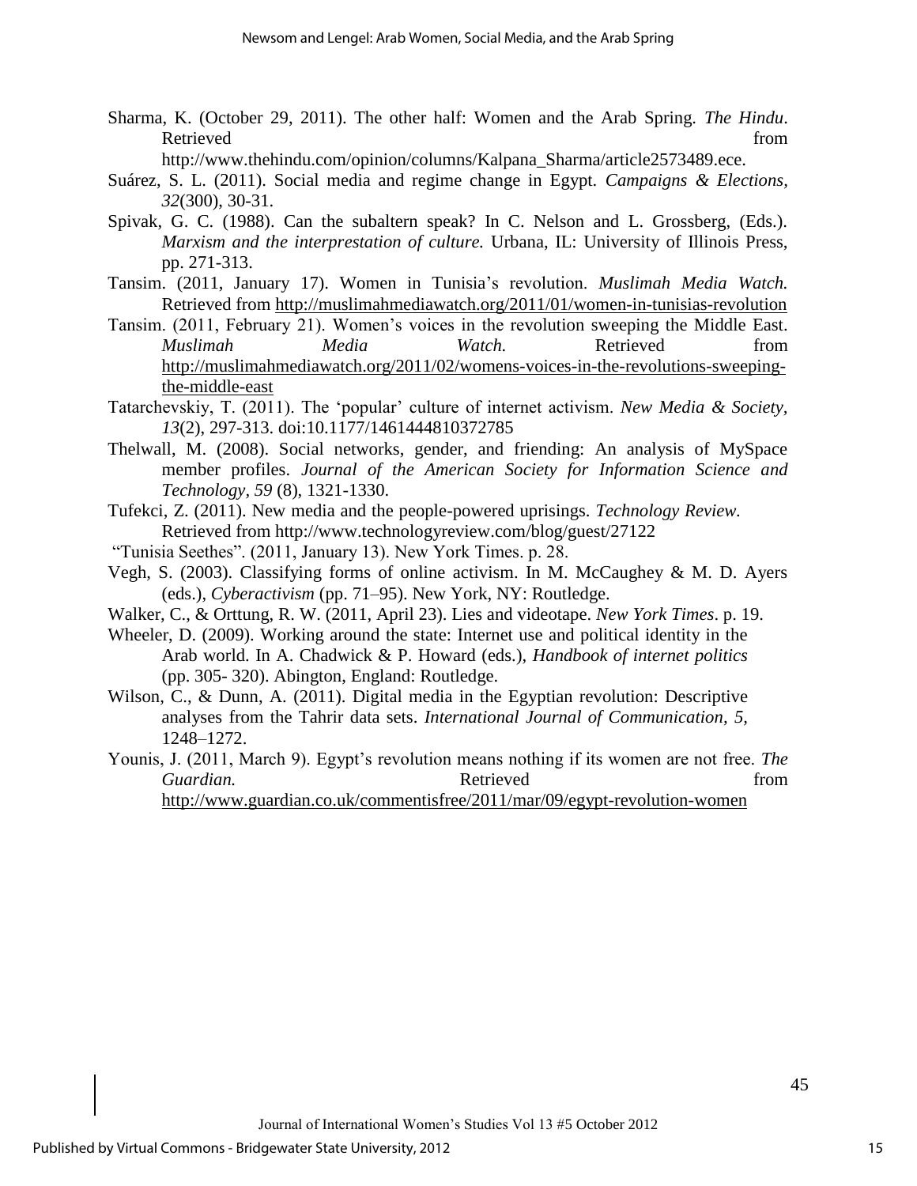Sharma, K. (October 29, 2011). The other half: Women and the Arab Spring. *The Hindu*. Retrieved from http://www.thehindu.com/opinion/columns/Kalpana_Sharma/article2573489.ece.

Suárez, S. L. (2011). Social media and regime change in Egypt. *Campaigns & Elections, 32*(300), 30-31.

Spivak, G. C. (1988). Can the subaltern speak? In C. Nelson and L. Grossberg, (Eds.). *Marxism and the interprestation of culture.* Urbana, IL: University of Illinois Press, pp. 271-313.

Tansim. (2011, January 17). Women in Tunisia's revolution. *Muslimah Media Watch.* Retrieved from http://muslimahmediawatch.org/2011/01/women-in-tunisias-revolution

Tansim. (2011, February 21). Women's voices in the revolution sweeping the Middle East. *Muslimah Media Watch.* Retrieved from http://muslimahmediawatch.org/2011/02/womens-voices-in-the-revolutions-sweeping-the-middle-east

Tatarchevskiy, T. (2011). The 'popular' culture of internet activism. *New Media & Society, 13*(2), 297-313. doi:10.1177/1461444810372785

Thelwall, M. (2008). Social networks, gender, and friending: An analysis of MySpace member profiles. *Journal of the American Society for Information Science and Technology, 59* (8), 1321-1330.

Tufekci, Z. (2011). New media and the people-powered uprisings. *Technology Review.* Retrieved from http://www.technologyreview.com/blog/guest/27122

"Tunisia Seethes". (2011, January 13). New York Times. p. 28.

Vegh, S. (2003). Classifying forms of online activism. In M. McCaughey & M. D. Ayers (eds.), *Cyberactivism* (pp. 71–95). New York, NY: Routledge.

Walker, C., & Orttung, R. W. (2011, April 23). Lies and videotape. *New York Times*. p. 19.

Wheeler, D. (2009). Working around the state: Internet use and political identity in the Arab world. In A. Chadwick & P. Howard (eds.), *Handbook of internet politics* (pp. 305- 320). Abington, England: Routledge.

Wilson, C., & Dunn, A. (2011). Digital media in the Egyptian revolution: Descriptive analyses from the Tahrir data sets. *International Journal of Communication, 5,* 1248–1272.

Younis, J. (2011, March 9). Egypt's revolution means nothing if its women are not free. *The Guardian.* Retrieved from http://www.guardian.co.uk/commentisfree/2011/mar/09/egypt-revolution-women